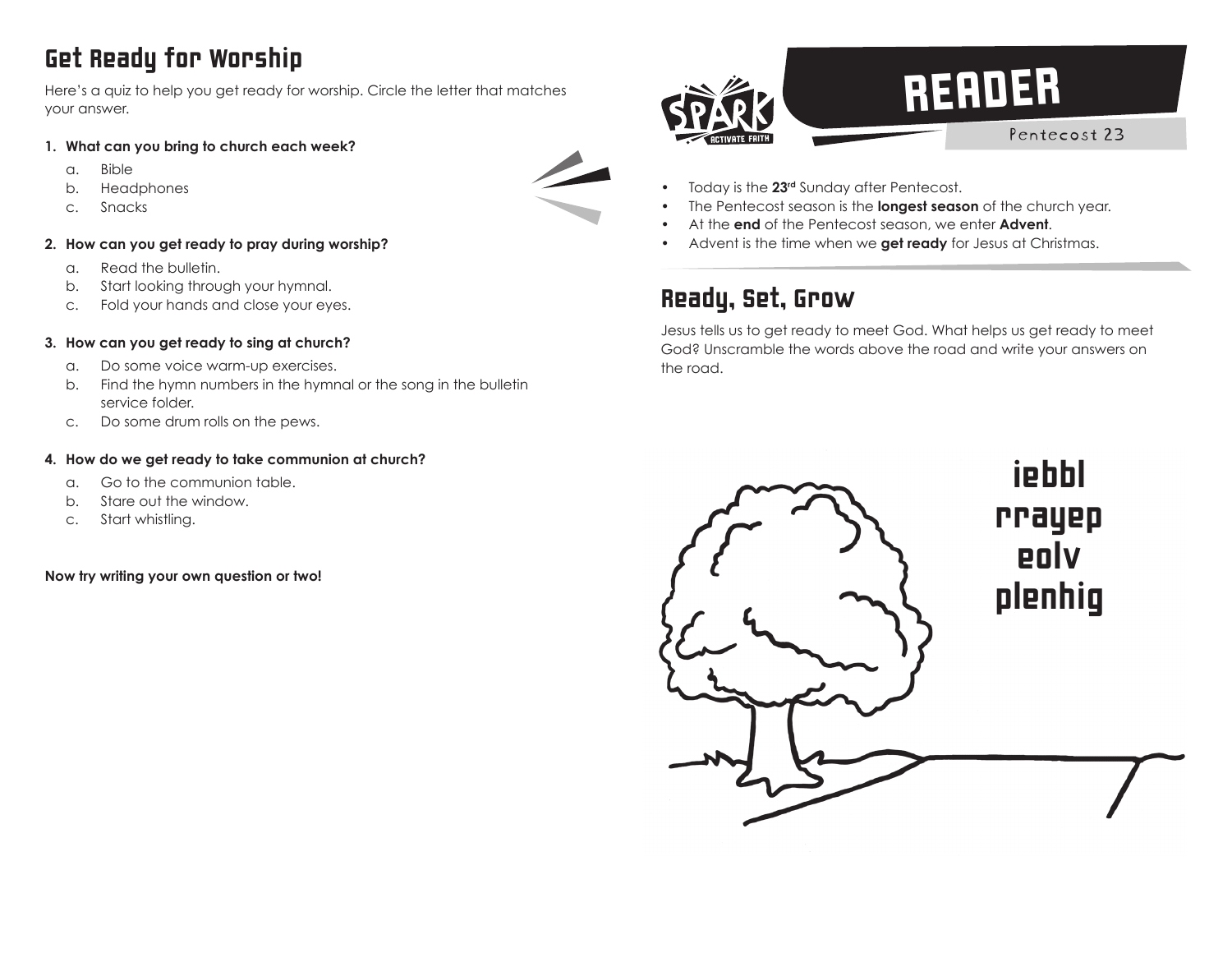## Get Ready for Worship

Here's a quiz to help you get ready for worship. Circle the letter that matches your answer.

**1. What can you bring to church each week?**

a. Bible
b. Headphones
c. Snacks

**2. How can you get ready to pray during worship?**

a. Read the bulletin.
b. Start looking through your hymnal.
c. Fold your hands and close your eyes.

**3. How can you get ready to sing at church?**

a. Do some voice warm-up exercises.
b. Find the hymn numbers in the hymnal or the song in the bulletin service folder.
c. Do some drum rolls on the pews.

**4. How do we get ready to take communion at church?**

a. Go to the communion table.
b. Stare out the window.
c. Start whistling.

**Now try writing your own question or two!**

SPARK ACTIVATE FAITH

# READER

Pentecost 23

- Today is the **23rd** Sunday after Pentecost.
- The Pentecost season is the **longest season** of the church year.
- At the **end** of the Pentecost season, we enter **Advent**.
- Advent is the time when we **get ready** for Jesus at Christmas.

## Ready, Set, Grow

Jesus tells us to get ready to meet God. What helps us get ready to meet God? Unscramble the words above the road and write your answers on the road.

iebbl
rrayep
eolv
plenhig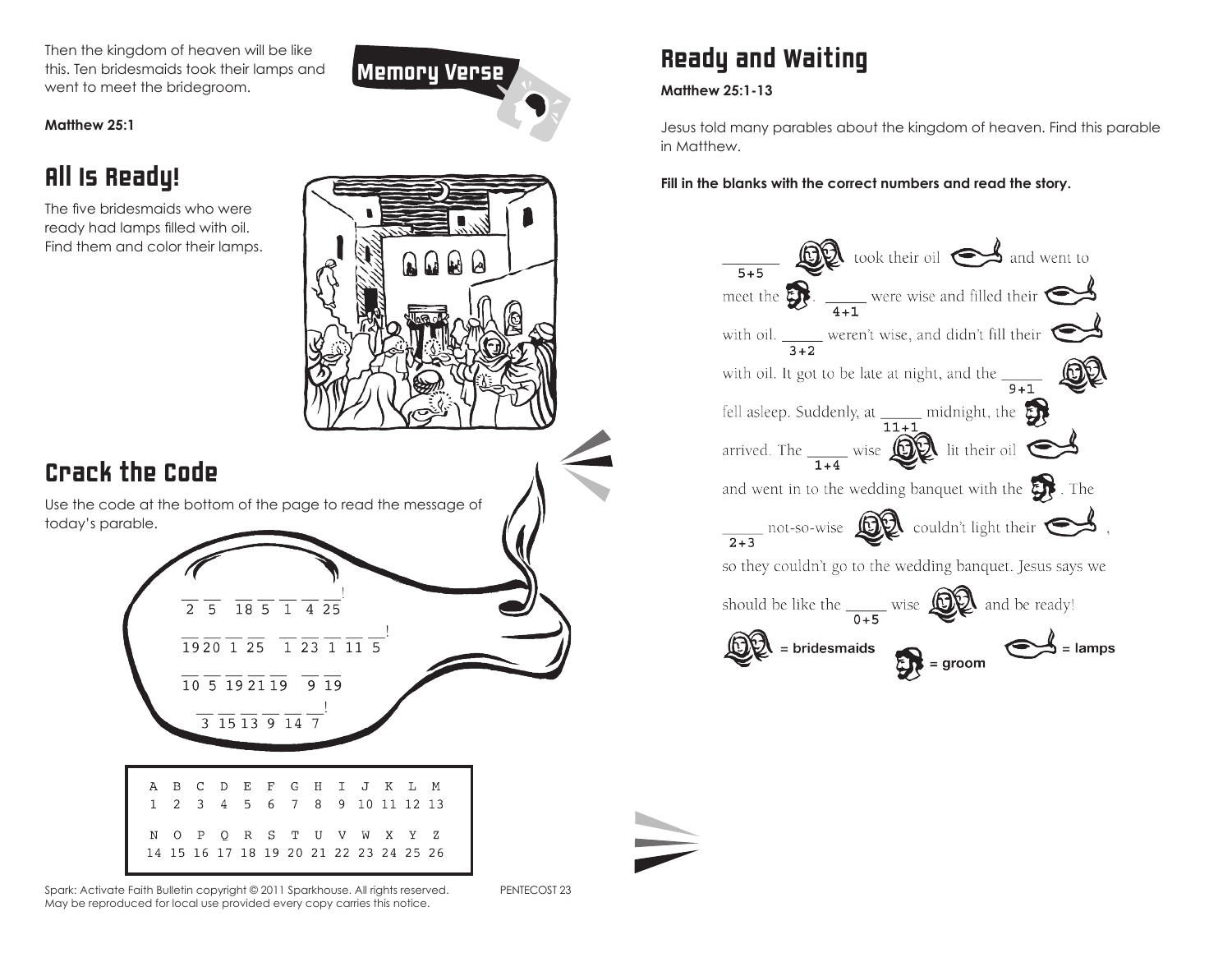Then the kingdom of heaven will be like this. Ten bridesmaids took their lamps and went to meet the bridegroom.

**Matthew 25:1**

## Memory Verse

## All Is Ready!

The five bridesmaids who were ready had lamps filled with oil. Find them and color their lamps.

## Crack the Code

Use the code at the bottom of the page to read the message of today's parable.

__ __ &nbsp; __ __ __ __ __!
2 5 &nbsp; 18 5 1 4 25

__ __ __ __ &nbsp; __ __ __ __ __!
19 20 1 25 &nbsp; 1 23 1 11 5

__ __ __ __ __ &nbsp; __ __
10 5 19 21 19 &nbsp; 9 19

__ __ __ __ __ __!
3 15 13 9 14 7

| | | | | | | | | | | | | |
|---|---|---|---|---|---|---|---|---|---|---|---|---|
| A | B | C | D | E | F | G | H | I | J | K | L | M |
| 1 | 2 | 3 | 4 | 5 | 6 | 7 | 8 | 9 | 10 | 11 | 12 | 13 |
| N | O | P | Q | R | S | T | U | V | W | X | Y | Z |
| 14 | 15 | 16 | 17 | 18 | 19 | 20 | 21 | 22 | 23 | 24 | 25 | 26 |

Spark: Activate Faith Bulletin copyright © 2011 Sparkhouse. All rights reserved. May be reproduced for local use provided every copy carries this notice.

## Ready and Waiting

**Matthew 25:1-13**

Jesus told many parables about the kingdom of heaven. Find this parable in Matthew.

**Fill in the blanks with the correct numbers and read the story.**

______ (5+5) [bridesmaids] took their oil [lamps] and went to meet the [groom]. ______ (4+1) were wise and filled their [lamps] with oil. ______ (3+2) weren't wise, and didn't fill their [lamps] with oil. It got to be late at night, and the ______ (9+1) [bridesmaids] fell asleep. Suddenly, at ______ (11+1) midnight, the [groom] arrived. The ______ (1+4) wise [bridesmaids] lit their oil [lamps] and went in to the wedding banquet with the [groom]. The ______ (2+3) not-so-wise [bridesmaids] couldn't light their [lamps], so they couldn't go to the wedding banquet. Jesus says we should be like the ______ (0+5) wise [bridesmaids] and be ready!

[bridesmaids] = bridesmaids
[groom] = groom
[lamps] = lamps